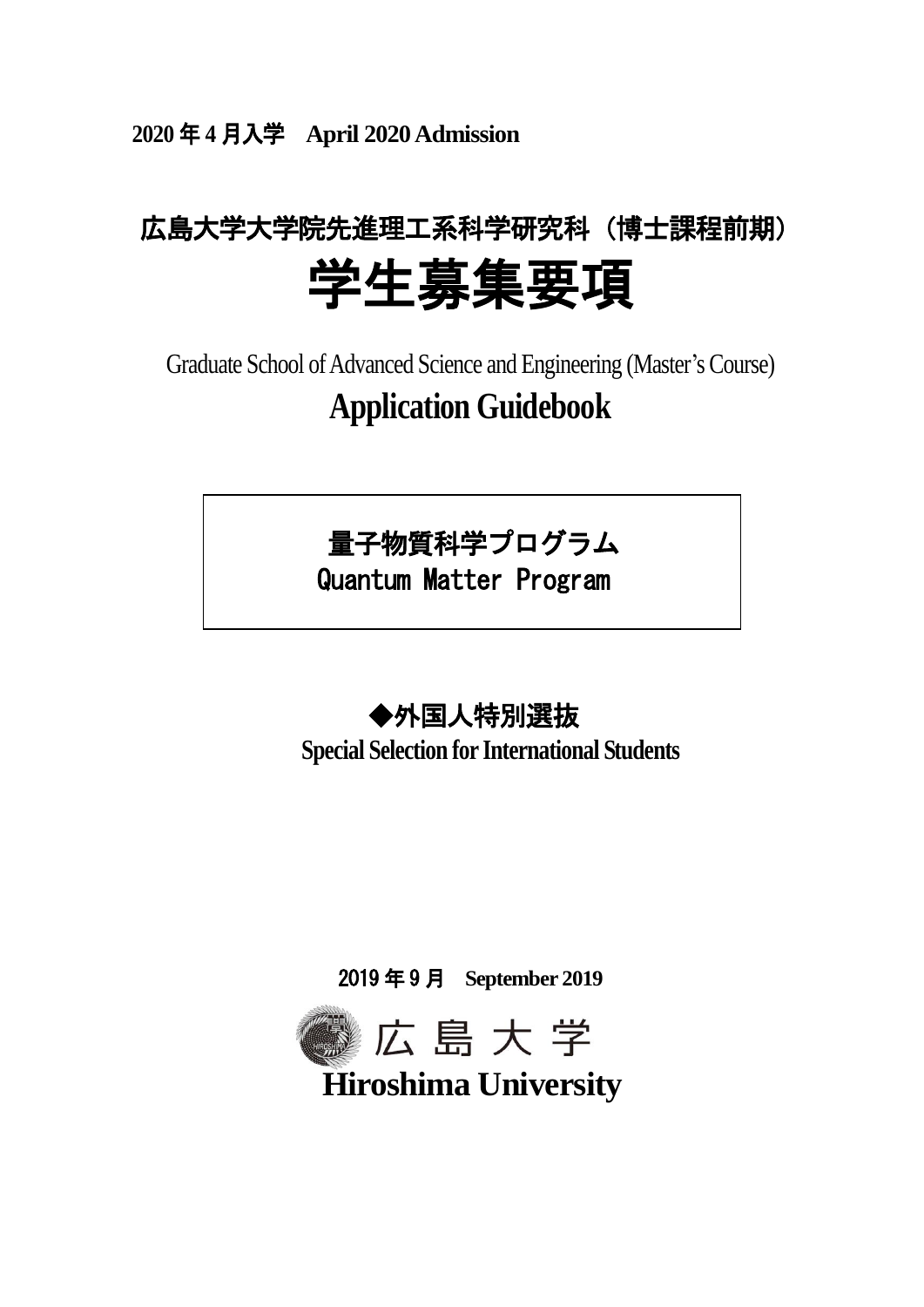**2020 年 4 月入学　April 2020 Admission**

## 広島大学大学院先進理工系科学研究科（博士課程前期）

# 学生募集要項

Graduate School of Advanced Science and Engineering (Master's Course)

# Application Guidebook

**量子物質科学プログラム**
Quantum Matter Program

### ◆外国人特別選抜
**Special Selection for International Students**

2019 年 9 月　**September 2019**

広 島 大 学
**Hiroshima University**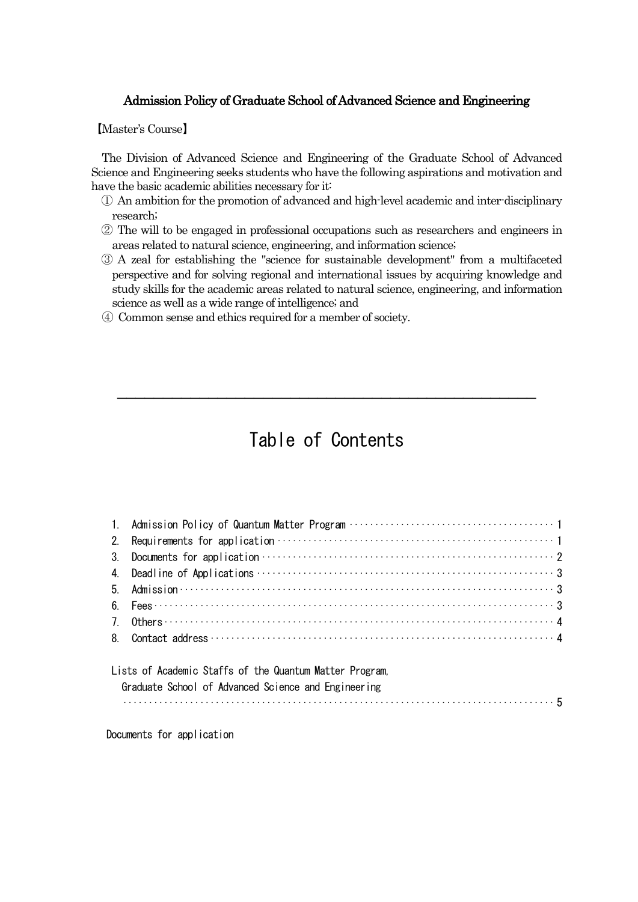## Admission Policy of Graduate School of Advanced Science and Engineering

【Master's Course】

The Division of Advanced Science and Engineering of the Graduate School of Advanced Science and Engineering seeks students who have the following aspirations and motivation and have the basic academic abilities necessary for it:

① An ambition for the promotion of advanced and high-level academic and inter-disciplinary research;

② The will to be engaged in professional occupations such as researchers and engineers in areas related to natural science, engineering, and information science;

③ A zeal for establishing the "science for sustainable development" from a multifaceted perspective and for solving regional and international issues by acquiring knowledge and study skills for the academic areas related to natural science, engineering, and information science as well as a wide range of intelligence; and

④ Common sense and ethics required for a member of society.

---

# Table of Contents

1. Admission Policy of Quantum Matter Program ········· 1
2. Requirements for application ········· 1
3. Documents for application ········· 2
4. Deadline of Applications ········· 3
5. Admission ········· 3
6. Fees ········· 3
7. Others ········· 4
8. Contact address ········· 4

Lists of Academic Staffs of the Quantum Matter Program,
Graduate School of Advanced Science and Engineering
········· 5

Documents for application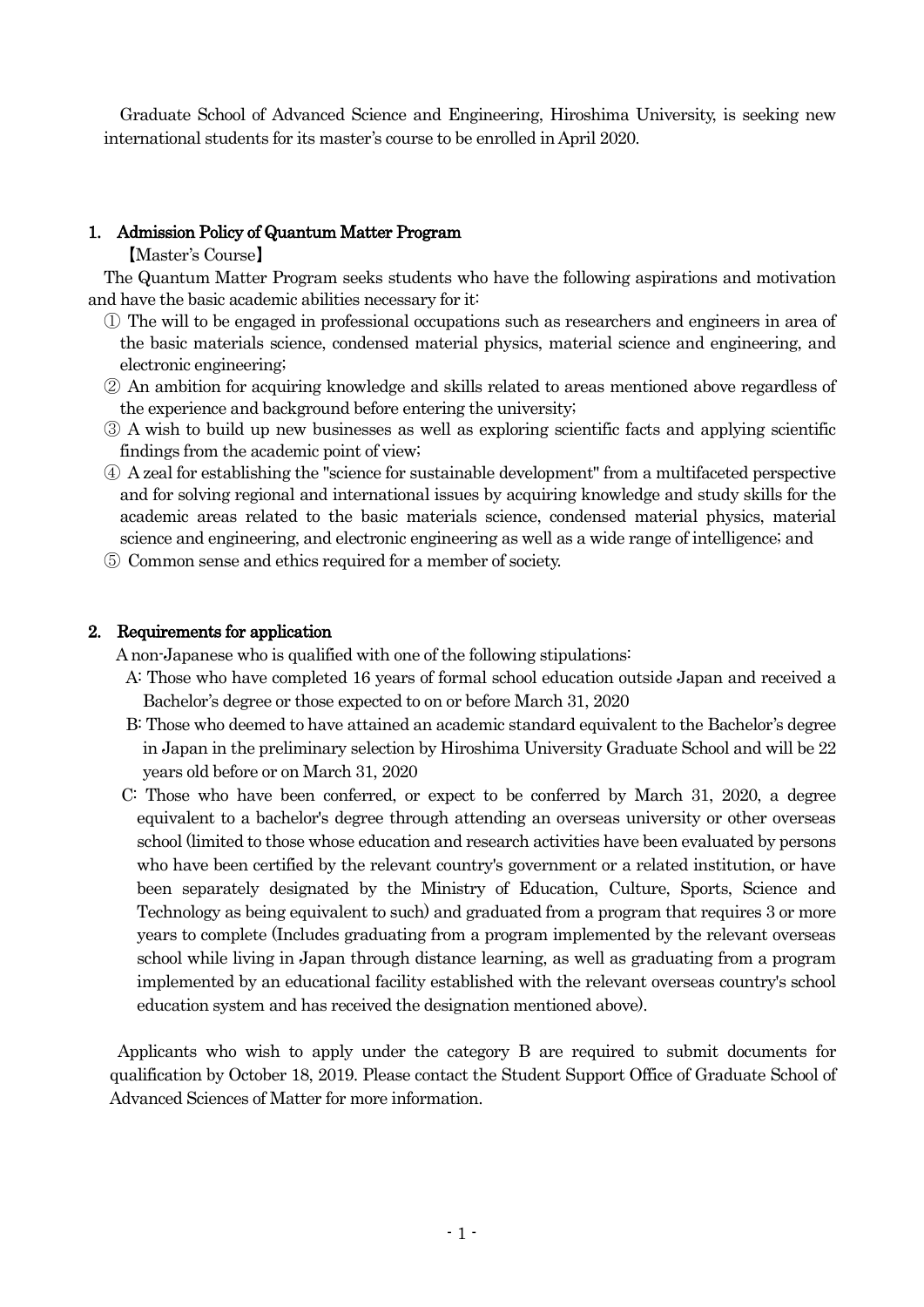Graduate School of Advanced Science and Engineering, Hiroshima University, is seeking new international students for its master's course to be enrolled in April 2020.

## 1. Admission Policy of Quantum Matter Program

【Master's Course】

The Quantum Matter Program seeks students who have the following aspirations and motivation and have the basic academic abilities necessary for it:

① The will to be engaged in professional occupations such as researchers and engineers in area of the basic materials science, condensed material physics, material science and engineering, and electronic engineering;

② An ambition for acquiring knowledge and skills related to areas mentioned above regardless of the experience and background before entering the university;

③ A wish to build up new businesses as well as exploring scientific facts and applying scientific findings from the academic point of view;

④ A zeal for establishing the "science for sustainable development" from a multifaceted perspective and for solving regional and international issues by acquiring knowledge and study skills for the academic areas related to the basic materials science, condensed material physics, material science and engineering, and electronic engineering as well as a wide range of intelligence; and

⑤ Common sense and ethics required for a member of society.

## 2. Requirements for application

A non-Japanese who is qualified with one of the following stipulations:

A: Those who have completed 16 years of formal school education outside Japan and received a Bachelor's degree or those expected to on or before March 31, 2020

B: Those who deemed to have attained an academic standard equivalent to the Bachelor's degree in Japan in the preliminary selection by Hiroshima University Graduate School and will be 22 years old before or on March 31, 2020

C: Those who have been conferred, or expect to be conferred by March 31, 2020, a degree equivalent to a bachelor's degree through attending an overseas university or other overseas school (limited to those whose education and research activities have been evaluated by persons who have been certified by the relevant country's government or a related institution, or have been separately designated by the Ministry of Education, Culture, Sports, Science and Technology as being equivalent to such) and graduated from a program that requires 3 or more years to complete (Includes graduating from a program implemented by the relevant overseas school while living in Japan through distance learning, as well as graduating from a program implemented by an educational facility established with the relevant overseas country's school education system and has received the designation mentioned above).

Applicants who wish to apply under the category B are required to submit documents for qualification by October 18, 2019. Please contact the Student Support Office of Graduate School of Advanced Sciences of Matter for more information.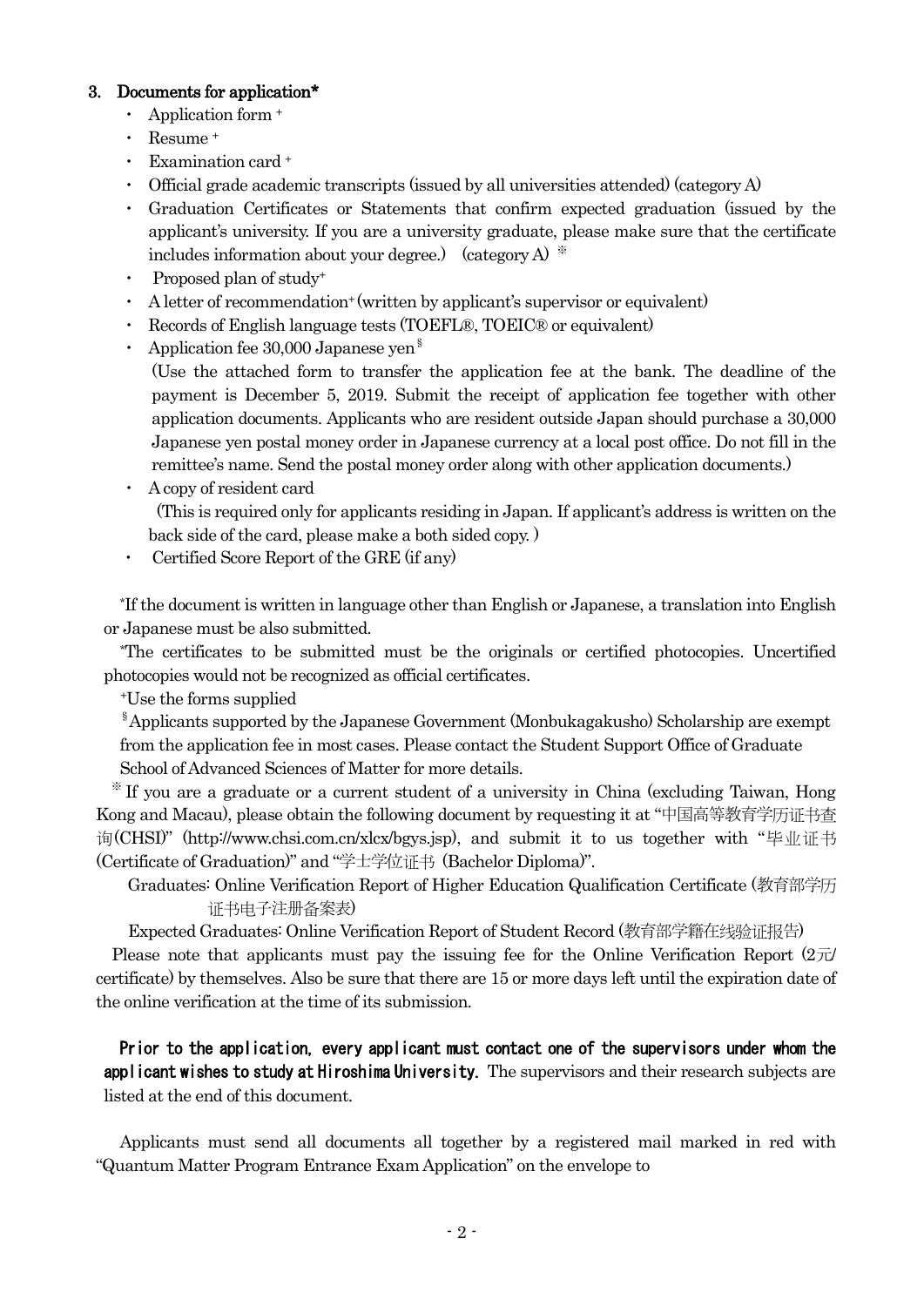### 3. Documents for application*

- Application form +
- Resume +
- Examination card +
- Official grade academic transcripts (issued by all universities attended) (category A)
- Graduation Certificates or Statements that confirm expected graduation (issued by the applicant's university. If you are a university graduate, please make sure that the certificate includes information about your degree.) (category A) ※
- Proposed plan of study+
- A letter of recommendation+ (written by applicant's supervisor or equivalent)
- Records of English language tests (TOEFL®, TOEIC® or equivalent)
- Application fee 30,000 Japanese yen §
  (Use the attached form to transfer the application fee at the bank. The deadline of the payment is December 5, 2019. Submit the receipt of application fee together with other application documents. Applicants who are resident outside Japan should purchase a 30,000 Japanese yen postal money order in Japanese currency at a local post office. Do not fill in the remittee's name. Send the postal money order along with other application documents.)
- A copy of resident card
  (This is required only for applicants residing in Japan. If applicant's address is written on the back side of the card, please make a both sided copy. )
- Certified Score Report of the GRE (if any)

*If the document is written in language other than English or Japanese, a translation into English or Japanese must be also submitted.

*The certificates to be submitted must be the originals or certified photocopies. Uncertified photocopies would not be recognized as official certificates.

+Use the forms supplied

§Applicants supported by the Japanese Government (Monbukagakusho) Scholarship are exempt from the application fee in most cases. Please contact the Student Support Office of Graduate School of Advanced Sciences of Matter for more details.

※ If you are a graduate or a current student of a university in China (excluding Taiwan, Hong Kong and Macau), please obtain the following document by requesting it at "中国高等教育学历证书查询(CHSI)" (http://www.chsi.com.cn/xlcx/bgys.jsp), and submit it to us together with "毕业证书 (Certificate of Graduation)" and "学士学位证书 (Bachelor Diploma)".

Graduates: Online Verification Report of Higher Education Qualification Certificate (教育部学历证书电子注册备案表)

Expected Graduates: Online Verification Report of Student Record (教育部学籍在线验证报告)

Please note that applicants must pay the issuing fee for the Online Verification Report (2元/certificate) by themselves. Also be sure that there are 15 or more days left until the expiration date of the online verification at the time of its submission.

**Prior to the application, every applicant must contact one of the supervisors under whom the applicant wishes to study at Hiroshima University.** The supervisors and their research subjects are listed at the end of this document.

Applicants must send all documents all together by a registered mail marked in red with "Quantum Matter Program Entrance Exam Application" on the envelope to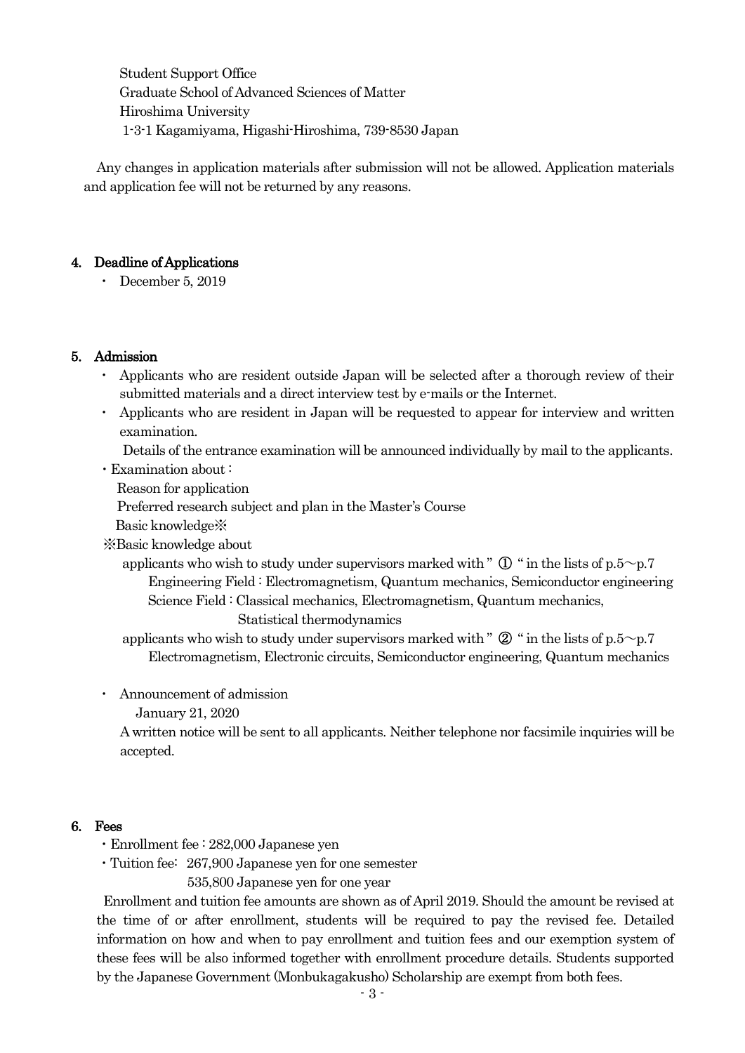Student Support Office  
Graduate School of Advanced Sciences of Matter  
Hiroshima University  
1-3-1 Kagamiyama, Higashi-Hiroshima, 739-8530 Japan

Any changes in application materials after submission will not be allowed. Application materials and application fee will not be returned by any reasons.

## 4. Deadline of Applications

- December 5, 2019

## 5. Admission

- Applicants who are resident outside Japan will be selected after a thorough review of their submitted materials and a direct interview test by e-mails or the Internet.
- Applicants who are resident in Japan will be requested to appear for interview and written examination.

  Details of the entrance examination will be announced individually by mail to the applicants.

- Examination about :

  Reason for application

  Preferred research subject and plan in the Master's Course

  Basic knowledge※

※Basic knowledge about

applicants who wish to study under supervisors marked with " ① " in the lists of p.5～p.7

Engineering Field : Electromagnetism, Quantum mechanics, Semiconductor engineering

Science Field : Classical mechanics, Electromagnetism, Quantum mechanics, Statistical thermodynamics

applicants who wish to study under supervisors marked with " ② " in the lists of p.5～p.7

Electromagnetism, Electronic circuits, Semiconductor engineering, Quantum mechanics

- Announcement of admission

  January 21, 2020

  A written notice will be sent to all applicants. Neither telephone nor facsimile inquiries will be accepted.

## 6. Fees

- Enrollment fee : 282,000 Japanese yen
- Tuition fee: 267,900 Japanese yen for one semester

  535,800 Japanese yen for one year

Enrollment and tuition fee amounts are shown as of April 2019. Should the amount be revised at the time of or after enrollment, students will be required to pay the revised fee. Detailed information on how and when to pay enrollment and tuition fees and our exemption system of these fees will be also informed together with enrollment procedure details. Students supported by the Japanese Government (Monbukagakusho) Scholarship are exempt from both fees.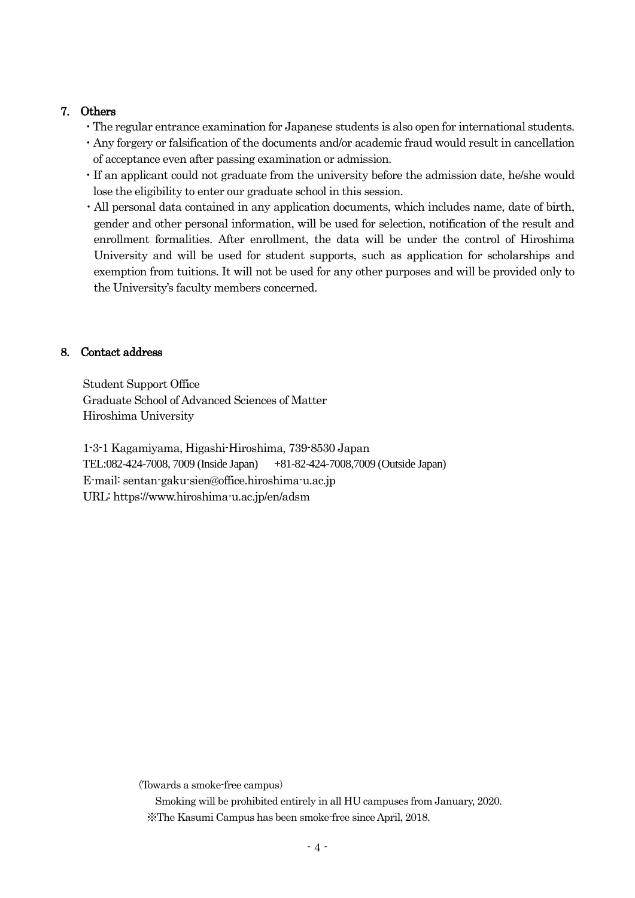## 7. Others

- The regular entrance examination for Japanese students is also open for international students.
- Any forgery or falsification of the documents and/or academic fraud would result in cancellation of acceptance even after passing examination or admission.
- If an applicant could not graduate from the university before the admission date, he/she would lose the eligibility to enter our graduate school in this session.
- All personal data contained in any application documents, which includes name, date of birth, gender and other personal information, will be used for selection, notification of the result and enrollment formalities. After enrollment, the data will be under the control of Hiroshima University and will be used for student supports, such as application for scholarships and exemption from tuitions. It will not be used for any other purposes and will be provided only to the University's faculty members concerned.

## 8. Contact address

Student Support Office
Graduate School of Advanced Sciences of Matter
Hiroshima University

1-3-1 Kagamiyama, Higashi-Hiroshima, 739-8530 Japan
TEL:082-424-7008, 7009 (Inside Japan)　+81-82-424-7008,7009 (Outside Japan)
E-mail: sentan-gaku-sien@office.hiroshima-u.ac.jp
URL: https://www.hiroshima-u.ac.jp/en/adsm

(Towards a smoke-free campus)

Smoking will be prohibited entirely in all HU campuses from January, 2020.
※The Kasumi Campus has been smoke-free since April, 2018.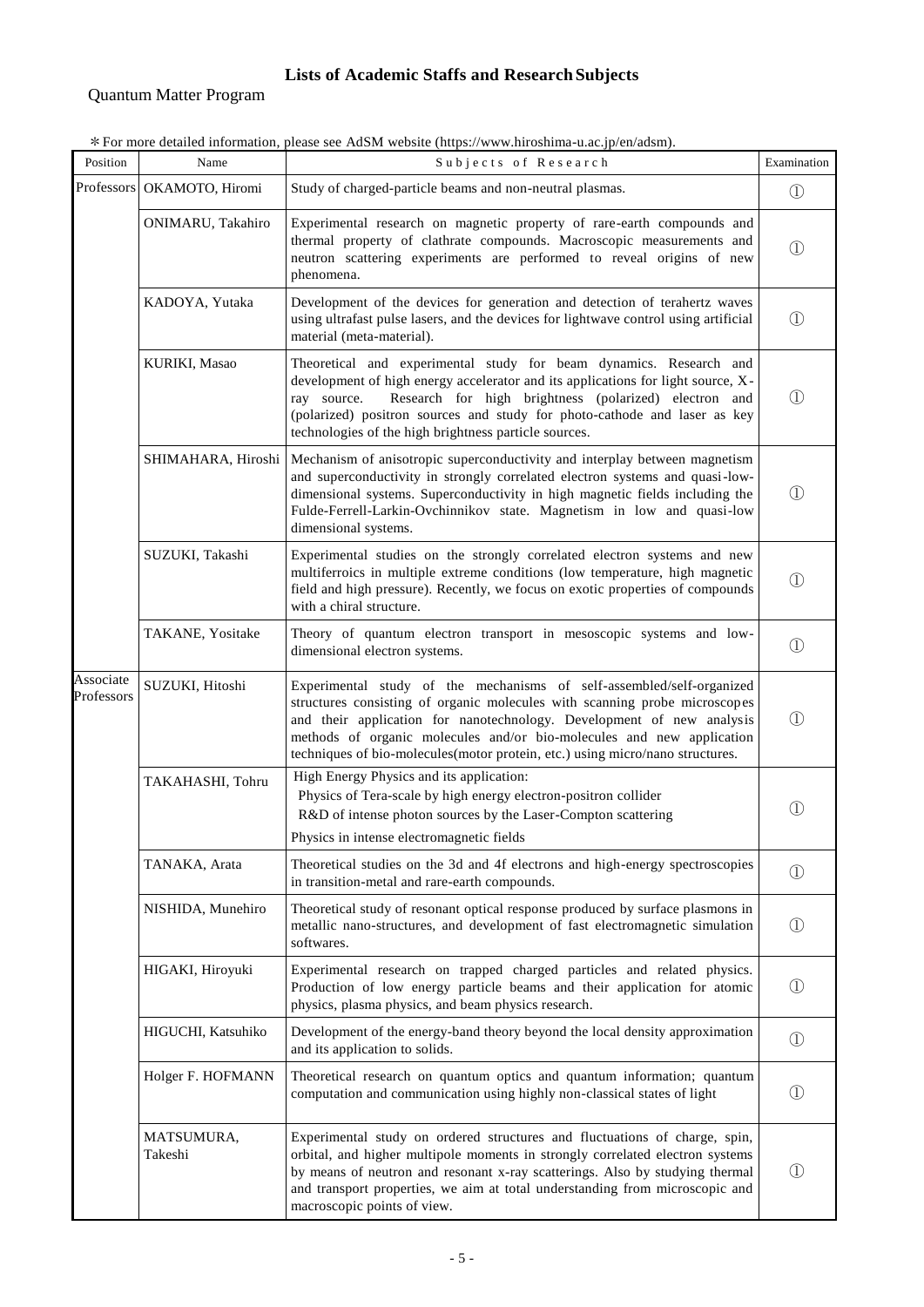# Lists of Academic Staffs and Research Subjects

## Quantum Matter Program

＊For more detailed information, please see AdSM website (https://www.hiroshima-u.ac.jp/en/adsm).

| Position | Name | Subjects of Research | Examination |
|---|---|---|---|
| Professors | OKAMOTO, Hiromi | Study of charged-particle beams and non-neutral plasmas. | ① |
| | ONIMARU, Takahiro | Experimental research on magnetic property of rare-earth compounds and thermal property of clathrate compounds. Macroscopic measurements and neutron scattering experiments are performed to reveal origins of new phenomena. | ① |
| | KADOYA, Yutaka | Development of the devices for generation and detection of terahertz waves using ultrafast pulse lasers, and the devices for lightwave control using artificial material (meta-material). | ① |
| | KURIKI, Masao | Theoretical and experimental study for beam dynamics. Research and development of high energy accelerator and its applications for light source, X-ray source. Research for high brightness (polarized) electron and (polarized) positron sources and study for photo-cathode and laser as key technologies of the high brightness particle sources. | ① |
| | SHIMAHARA, Hiroshi | Mechanism of anisotropic superconductivity and interplay between magnetism and superconductivity in strongly correlated electron systems and quasi-low-dimensional systems. Superconductivity in high magnetic fields including the Fulde-Ferrell-Larkin-Ovchinnikov state. Magnetism in low and quasi-low dimensional systems. | ① |
| | SUZUKI, Takashi | Experimental studies on the strongly correlated electron systems and new multiferroics in multiple extreme conditions (low temperature, high magnetic field and high pressure). Recently, we focus on exotic properties of compounds with a chiral structure. | ① |
| | TAKANE, Yositake | Theory of quantum electron transport in mesoscopic systems and low-dimensional electron systems. | ① |
| Associate Professors | SUZUKI, Hitoshi | Experimental study of the mechanisms of self-assembled/self-organized structures consisting of organic molecules with scanning probe microscopes and their application for nanotechnology. Development of new analysis methods of organic molecules and/or bio-molecules and new application techniques of bio-molecules(motor protein, etc.) using micro/nano structures. | ① |
| | TAKAHASHI, Tohru | High Energy Physics and its application:<br>Physics of Tera-scale by high energy electron-positron collider<br>R&D of intense photon sources by the Laser-Compton scattering<br>Physics in intense electromagnetic fields | ① |
| | TANAKA, Arata | Theoretical studies on the 3d and 4f electrons and high-energy spectroscopies in transition-metal and rare-earth compounds. | ① |
| | NISHIDA, Munehiro | Theoretical study of resonant optical response produced by surface plasmons in metallic nano-structures, and development of fast electromagnetic simulation softwares. | ① |
| | HIGAKI, Hiroyuki | Experimental research on trapped charged particles and related physics. Production of low energy particle beams and their application for atomic physics, plasma physics, and beam physics research. | ① |
| | HIGUCHI, Katsuhiko | Development of the energy-band theory beyond the local density approximation and its application to solids. | ① |
| | Holger F. HOFMANN | Theoretical research on quantum optics and quantum information; quantum computation and communication using highly non-classical states of light | ① |
| | MATSUMURA, Takeshi | Experimental study on ordered structures and fluctuations of charge, spin, orbital, and higher multipole moments in strongly correlated electron systems by means of neutron and resonant x-ray scatterings. Also by studying thermal and transport properties, we aim at total understanding from microscopic and macroscopic points of view. | ① |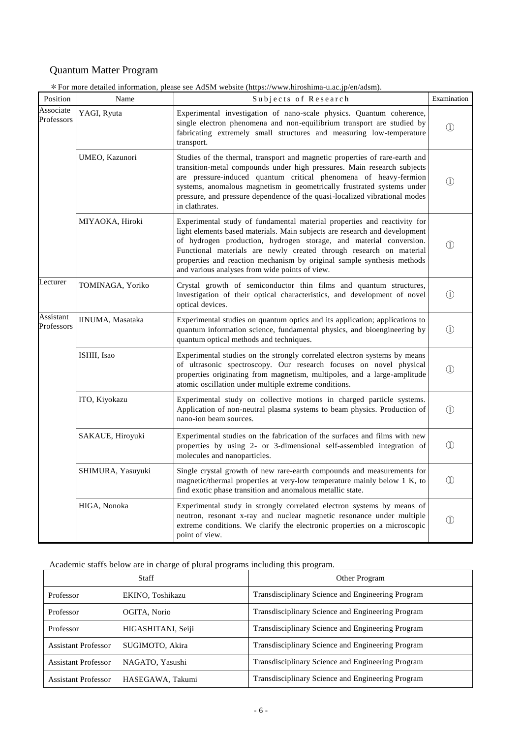## Quantum Matter Program

＊For more detailed information, please see AdSM website (https://www.hiroshima-u.ac.jp/en/adsm).

| Position | Name | Subjects of Research | Examination |
|---|---|---|---|
| Associate Professors | YAGI, Ryuta | Experimental investigation of nano-scale physics. Quantum coherence, single electron phenomena and non-equilibrium transport are studied by fabricating extremely small structures and measuring low-temperature transport. | ① |
| | UMEO, Kazunori | Studies of the thermal, transport and magnetic properties of rare-earth and transition-metal compounds under high pressures. Main research subjects are pressure-induced quantum critical phenomena of heavy-fermion systems, anomalous magnetism in geometrically frustrated systems under pressure, and pressure dependence of the quasi-localized vibrational modes in clathrates. | ① |
| | MIYAOKA, Hiroki | Experimental study of fundamental material properties and reactivity for light elements based materials. Main subjects are research and development of hydrogen production, hydrogen storage, and material conversion. Functional materials are newly created through research on material properties and reaction mechanism by original sample synthesis methods and various analyses from wide points of view. | ① |
| Lecturer | TOMINAGA, Yoriko | Crystal growth of semiconductor thin films and quantum structures, investigation of their optical characteristics, and development of novel optical devices. | ① |
| Assistant Professors | IINUMA, Masataka | Experimental studies on quantum optics and its application; applications to quantum information science, fundamental physics, and bioengineering by quantum optical methods and techniques. | ① |
| | ISHII, Isao | Experimental studies on the strongly correlated electron systems by means of ultrasonic spectroscopy. Our research focuses on novel physical properties originating from magnetism, multipoles, and a large-amplitude atomic oscillation under multiple extreme conditions. | ① |
| | ITO, Kiyokazu | Experimental study on collective motions in charged particle systems. Application of non-neutral plasma systems to beam physics. Production of nano-ion beam sources. | ① |
| | SAKAUE, Hiroyuki | Experimental studies on the fabrication of the surfaces and films with new properties by using 2- or 3-dimensional self-assembled integration of molecules and nanoparticles. | ① |
| | SHIMURA, Yasuyuki | Single crystal growth of new rare-earth compounds and measurements for magnetic/thermal properties at very-low temperature mainly below 1 K, to find exotic phase transition and anomalous metallic state. | ① |
| | HIGA, Nonoka | Experimental study in strongly correlated electron systems by means of neutron, resonant x-ray and nuclear magnetic resonance under multiple extreme conditions. We clarify the electronic properties on a microscopic point of view. | ① |

Academic staffs below are in charge of plural programs including this program.

| Staff | | Other Program |
|---|---|---|
| Professor | EKINO, Toshikazu | Transdisciplinary Science and Engineering Program |
| Professor | OGITA, Norio | Transdisciplinary Science and Engineering Program |
| Professor | HIGASHITANI, Seiji | Transdisciplinary Science and Engineering Program |
| Assistant Professor | SUGIMOTO, Akira | Transdisciplinary Science and Engineering Program |
| Assistant Professor | NAGATO, Yasushi | Transdisciplinary Science and Engineering Program |
| Assistant Professor | HASEGAWA, Takumi | Transdisciplinary Science and Engineering Program |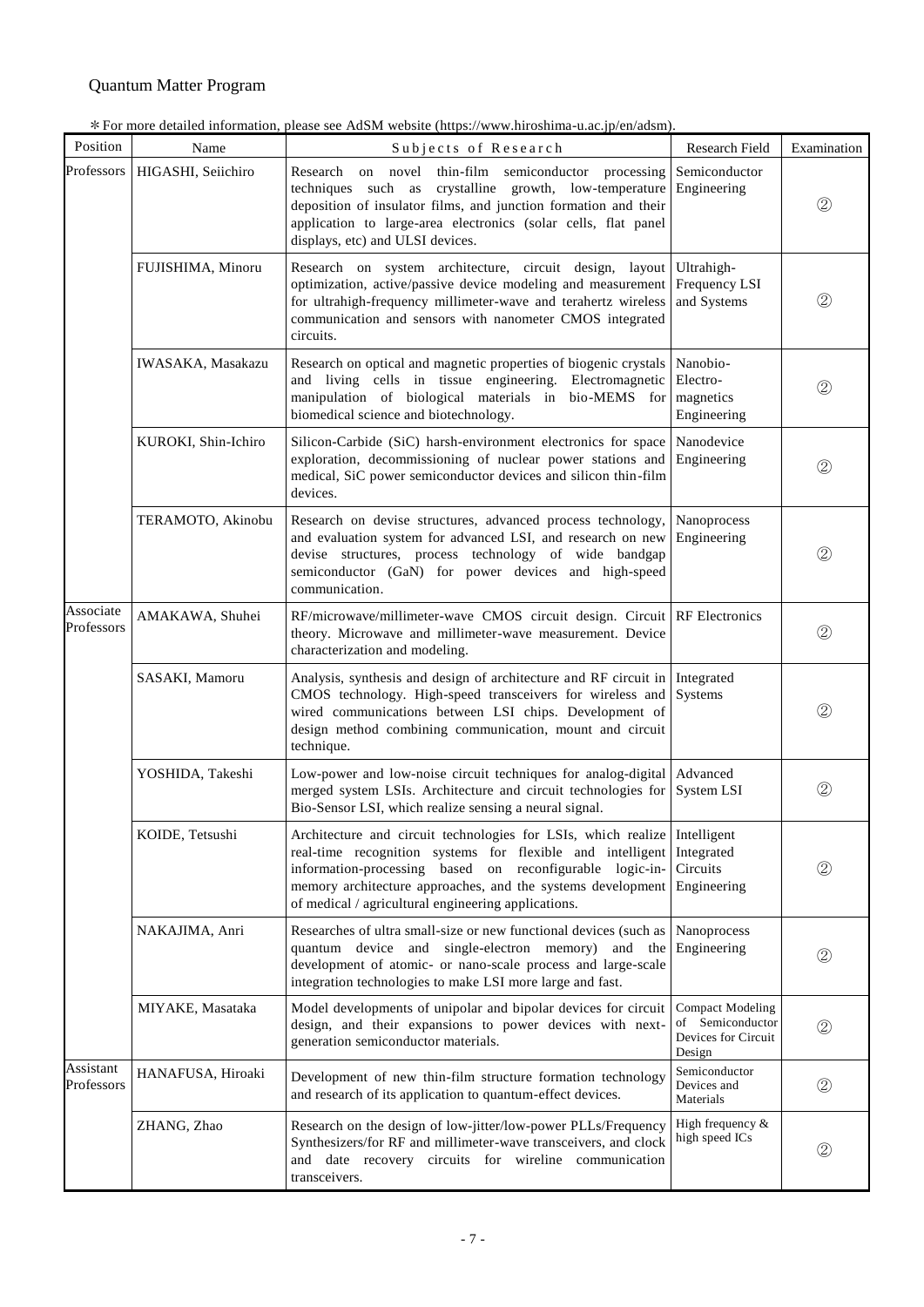# Quantum Matter Program

＊For more detailed information, please see AdSM website (https://www.hiroshima-u.ac.jp/en/adsm).

| Position | Name | Subjects of Research | Research Field | Examination |
|---|---|---|---|---|
| Professors | HIGASHI, Seiichiro | Research on novel thin-film semiconductor processing techniques such as crystalline growth, low-temperature deposition of insulator films, and junction formation and their application to large-area electronics (solar cells, flat panel displays, etc) and ULSI devices. | Semiconductor Engineering | ② |
| | FUJISHIMA, Minoru | Research on system architecture, circuit design, layout optimization, active/passive device modeling and measurement for ultrahigh-frequency millimeter-wave and terahertz wireless communication and sensors with nanometer CMOS integrated circuits. | Ultrahigh-Frequency LSI and Systems | ② |
| | IWASAKA, Masakazu | Research on optical and magnetic properties of biogenic crystals and living cells in tissue engineering. Electromagnetic manipulation of biological materials in bio-MEMS for biomedical science and biotechnology. | Nanobio-Electro-magnetics Engineering | ② |
| | KUROKI, Shin-Ichiro | Silicon-Carbide (SiC) harsh-environment electronics for space exploration, decommissioning of nuclear power stations and medical, SiC power semiconductor devices and silicon thin-film devices. | Nanodevice Engineering | ② |
| | TERAMOTO, Akinobu | Research on devise structures, advanced process technology, and evaluation system for advanced LSI, and research on new devise structures, process technology of wide bandgap semiconductor (GaN) for power devices and high-speed communication. | Nanoprocess Engineering | ② |
| Associate Professors | AMAKAWA, Shuhei | RF/microwave/millimeter-wave CMOS circuit design. Circuit theory. Microwave and millimeter-wave measurement. Device characterization and modeling. | RF Electronics | ② |
| | SASAKI, Mamoru | Analysis, synthesis and design of architecture and RF circuit in CMOS technology. High-speed transceivers for wireless and wired communications between LSI chips. Development of design method combining communication, mount and circuit technique. | Integrated Systems | ② |
| | YOSHIDA, Takeshi | Low-power and low-noise circuit techniques for analog-digital merged system LSIs. Architecture and circuit technologies for Bio-Sensor LSI, which realize sensing a neural signal. | Advanced System LSI | ② |
| | KOIDE, Tetsushi | Architecture and circuit technologies for LSIs, which realize real-time recognition systems for flexible and intelligent information-processing based on reconfigurable logic-in-memory architecture approaches, and the systems development of medical / agricultural engineering applications. | Intelligent Integrated Circuits Engineering | ② |
| | NAKAJIMA, Anri | Researches of ultra small-size or new functional devices (such as quantum device and single-electron memory) and the development of atomic- or nano-scale process and large-scale integration technologies to make LSI more large and fast. | Nanoprocess Engineering | ② |
| | MIYAKE, Masataka | Model developments of unipolar and bipolar devices for circuit design, and their expansions to power devices with next-generation semiconductor materials. | Compact Modeling of Semiconductor Devices for Circuit Design | ② |
| Assistant Professors | HANAFUSA, Hiroaki | Development of new thin-film structure formation technology and research of its application to quantum-effect devices. | Semiconductor Devices and Materials | ② |
| | ZHANG, Zhao | Research on the design of low-jitter/low-power PLLs/Frequency Synthesizers/for RF and millimeter-wave transceivers, and clock and date recovery circuits for wireline communication transceivers. | High frequency & high speed ICs | ② |